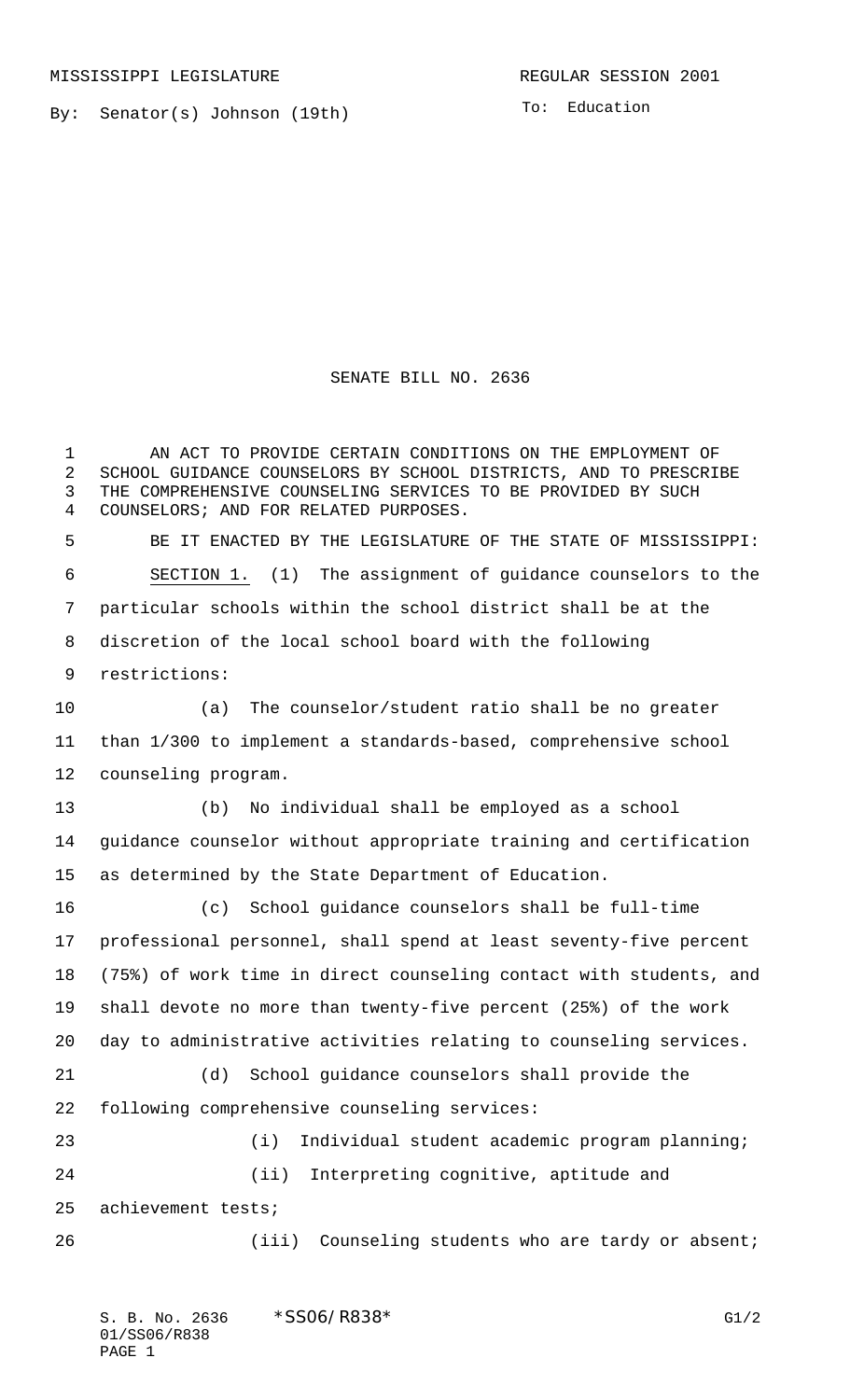MISSISSIPPI LEGISLATURE REGULAR SESSION 2001

By: Senator(s) Johnson (19th)

To: Education

# SENATE BILL NO. 2636

AN ACT TO PROVIDE CERTAIN CONDITIONS ON THE EMPLOYMENT OF SCHOOL GUIDANCE COUNSELORS BY SCHOOL DISTRICTS, AND TO PRESCRIBE THE COMPREHENSIVE COUNSELING SERVICES TO BE PROVIDED BY SUCH COUNSELORS; AND FOR RELATED PURPOSES.

BE IT ENACTED BY THE LEGISLATURE OF THE STATE OF MISSISSIPPI:

SECTION 1. (1) The assignment of guidance counselors to the particular schools within the school district shall be at the discretion of the local school board with the following restrictions:

(a) The counselor/student ratio shall be no greater than 1/300 to implement a standards-based, comprehensive school counseling program.

(b) No individual shall be employed as a school guidance counselor without appropriate training and certification as determined by the State Department of Education.

(c) School guidance counselors shall be full-time professional personnel, shall spend at least seventy-five percent (75%) of work time in direct counseling contact with students, and shall devote no more than twenty-five percent (25%) of the work day to administrative activities relating to counseling services.

(d) School guidance counselors shall provide the following comprehensive counseling services:

(i) Individual student academic program planning;

(ii) Interpreting cognitive, aptitude and achievement tests;

(iii) Counseling students who are tardy or absent;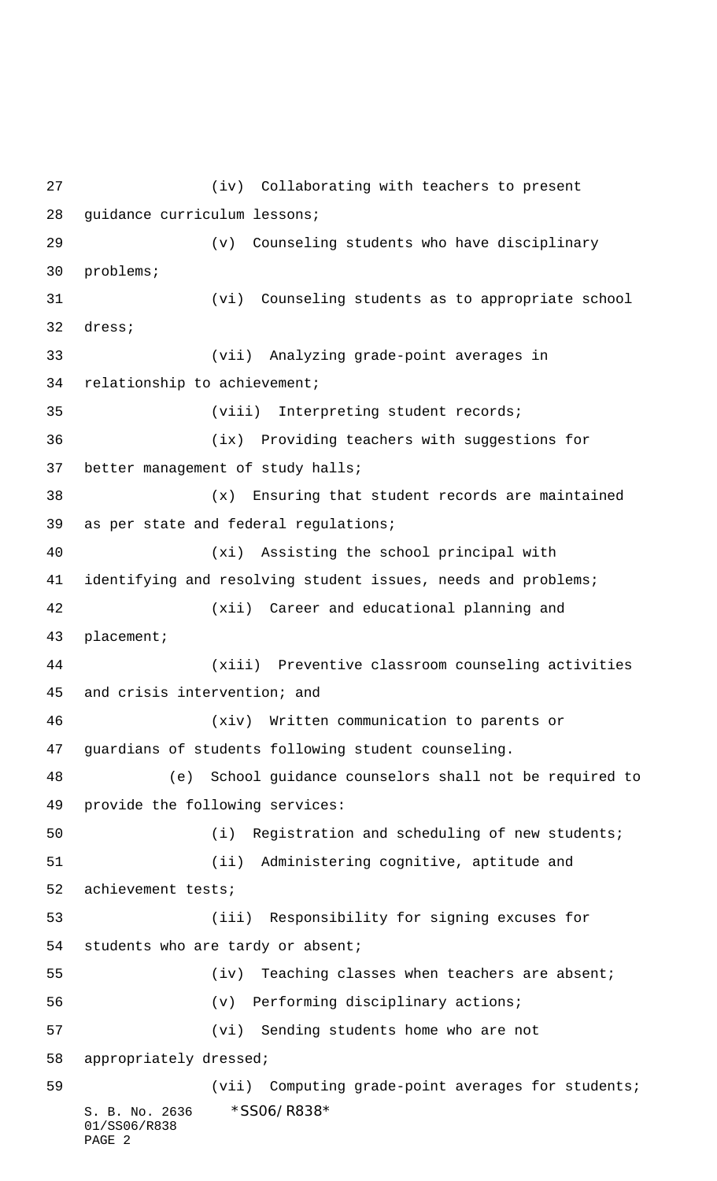(iv) Collaborating with teachers to present guidance curriculum lessons;

(v) Counseling students who have disciplinary problems;

(vi) Counseling students as to appropriate school dress;

(vii) Analyzing grade-point averages in relationship to achievement;

(viii) Interpreting student records;

(ix) Providing teachers with suggestions for better management of study halls;

(x) Ensuring that student records are maintained as per state and federal regulations;

(xi) Assisting the school principal with identifying and resolving student issues, needs and problems;

(xii) Career and educational planning and placement;

(xiii) Preventive classroom counseling activities and crisis intervention; and

(xiv) Written communication to parents or guardians of students following student counseling.

(e) School guidance counselors shall not be required to provide the following services:

(i) Registration and scheduling of new students;

(ii) Administering cognitive, aptitude and achievement tests;

(iii) Responsibility for signing excuses for students who are tardy or absent;

(iv) Teaching classes when teachers are absent;

(v) Performing disciplinary actions;

(vi) Sending students home who are not appropriately dressed;

(vii) Computing grade-point averages for students;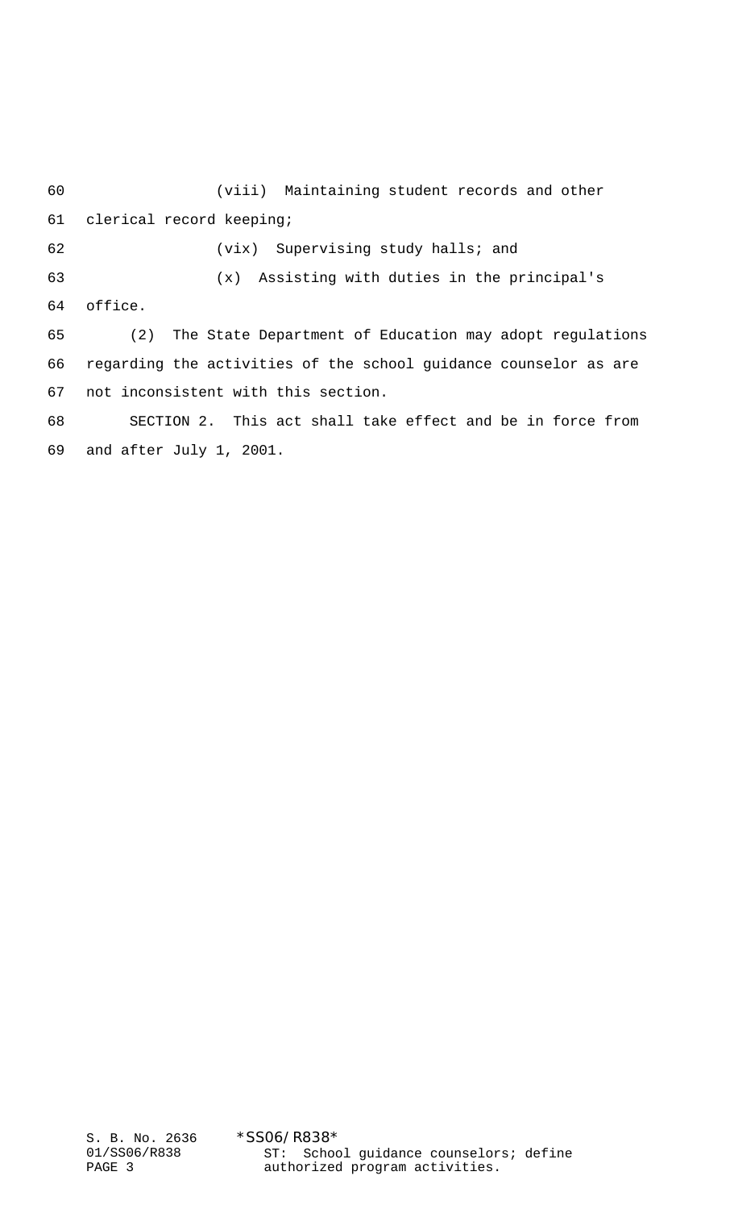(viii) Maintaining student records and other clerical record keeping;

(vix) Supervising study halls; and

(x) Assisting with duties in the principal's office.

(2) The State Department of Education may adopt regulations regarding the activities of the school guidance counselor as are not inconsistent with this section.

SECTION 2. This act shall take effect and be in force from and after July 1, 2001.